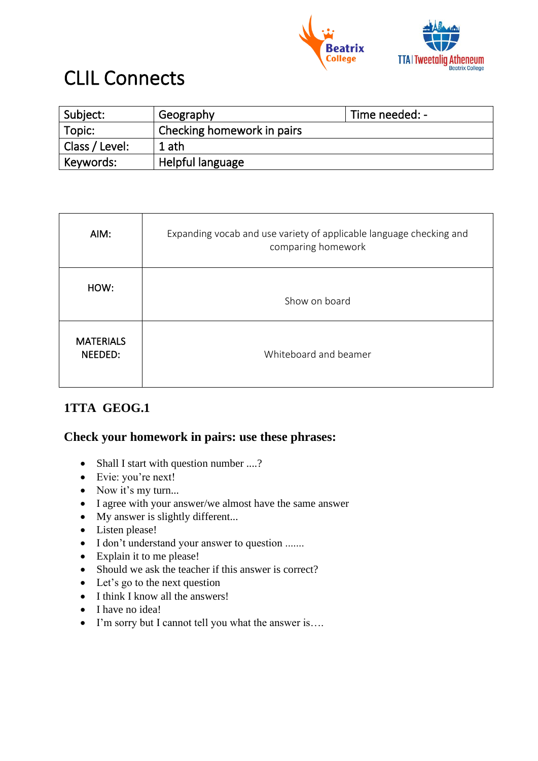# CLIL Connects

| Subject: | Geography | Time needed: - |
|---|---|---|
| Topic: | Checking homework in pairs | |
| Class / Level: | 1 ath | |
| Keywords: | Helpful language | |

| AIM: | Expanding vocab and use variety of applicable language checking and comparing homework |
|---|---|
| HOW: | Show on board |
| MATERIALS NEEDED: | Whiteboard and beamer |

### 1TTA GEOG.1

### Check your homework in pairs: use these phrases:

- Shall I start with question number ....?
- Evie: you're next!
- Now it's my turn...
- I agree with your answer/we almost have the same answer
- My answer is slightly different...
- Listen please!
- I don't understand your answer to question .......
- Explain it to me please!
- Should we ask the teacher if this answer is correct?
- Let's go to the next question
- I think I know all the answers!
- I have no idea!
- I'm sorry but I cannot tell you what the answer is….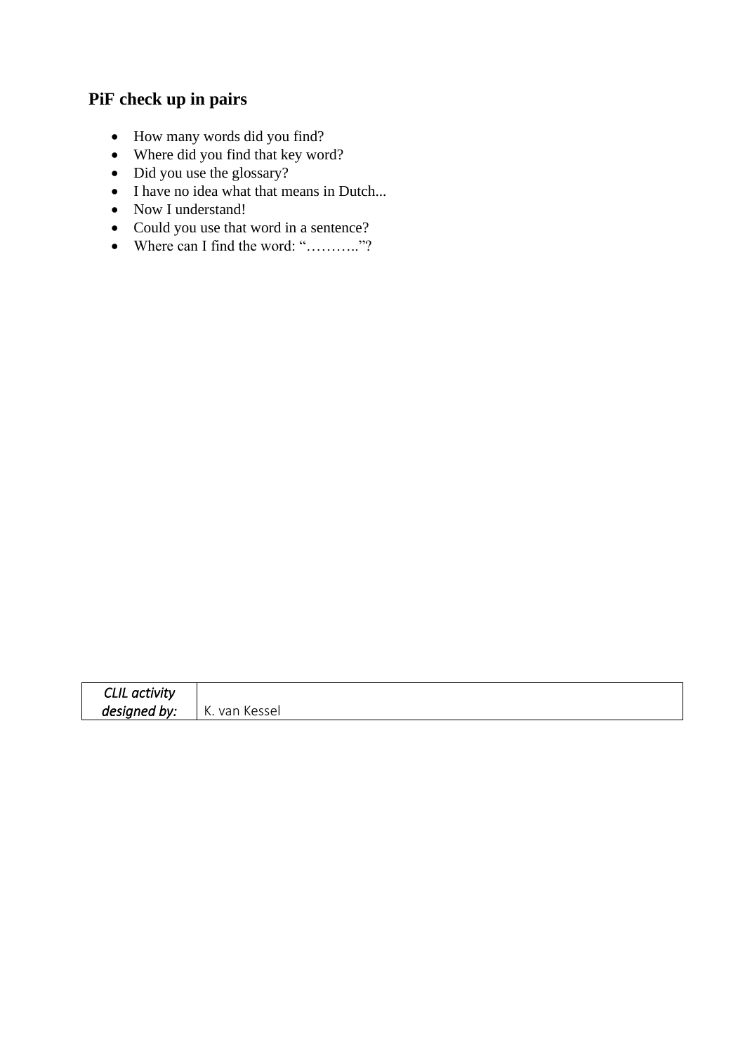## PiF check up in pairs

- How many words did you find?
- Where did you find that key word?
- Did you use the glossary?
- I have no idea what that means in Dutch...
- Now I understand!
- Could you use that word in a sentence?
- Where can I find the word: "………."?

| | |
|---|---|
| *CLIL activity designed by:* | K. van Kessel |